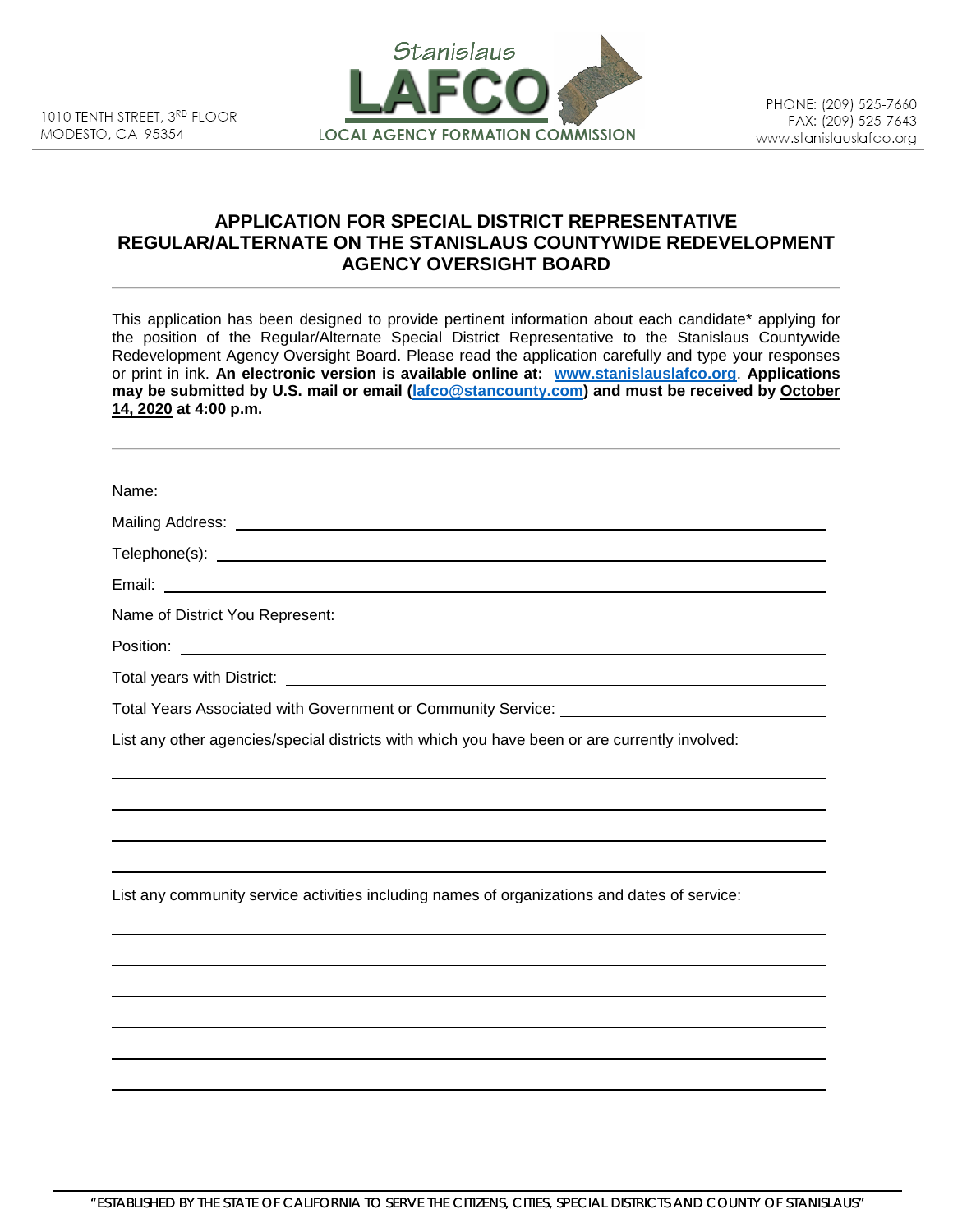1010 TENTH STREET, 3RD FLOOR
MODESTO, CA 95354

Stanislaus
**LAFCO**
LOCAL AGENCY FORMATION COMMISSION

PHONE: (209) 525-7660
FAX: (209) 525-7643
www.stanislauslafco.org

## APPLICATION FOR SPECIAL DISTRICT REPRESENTATIVE REGULAR/ALTERNATE ON THE STANISLAUS COUNTYWIDE REDEVELOPMENT AGENCY OVERSIGHT BOARD

This application has been designed to provide pertinent information about each candidate* applying for the position of the Regular/Alternate Special District Representative to the Stanislaus Countywide Redevelopment Agency Oversight Board. Please read the application carefully and type your responses or print in ink. **An electronic version is available online at: www.stanislauslafco.org. Applications may be submitted by U.S. mail or email (lafco@stancounty.com) and must be received by October 14, 2020 at 4:00 p.m.**

Name: ______________________________

Mailing Address: ______________________________

Telephone(s): ______________________________

Email: ______________________________

Name of District You Represent: ______________________________

Position: ______________________________

Total years with District: ______________________________

Total Years Associated with Government or Community Service: ______________________________

List any other agencies/special districts with which you have been or are currently involved:

______________________________

______________________________

______________________________

______________________________

List any community service activities including names of organizations and dates of service:

______________________________

______________________________

______________________________

______________________________

______________________________

______________________________

"ESTABLISHED BY THE STATE OF CALIFORNIA TO SERVE THE CITIZENS, CITIES, SPECIAL DISTRICTS AND COUNTY OF STANISLAUS"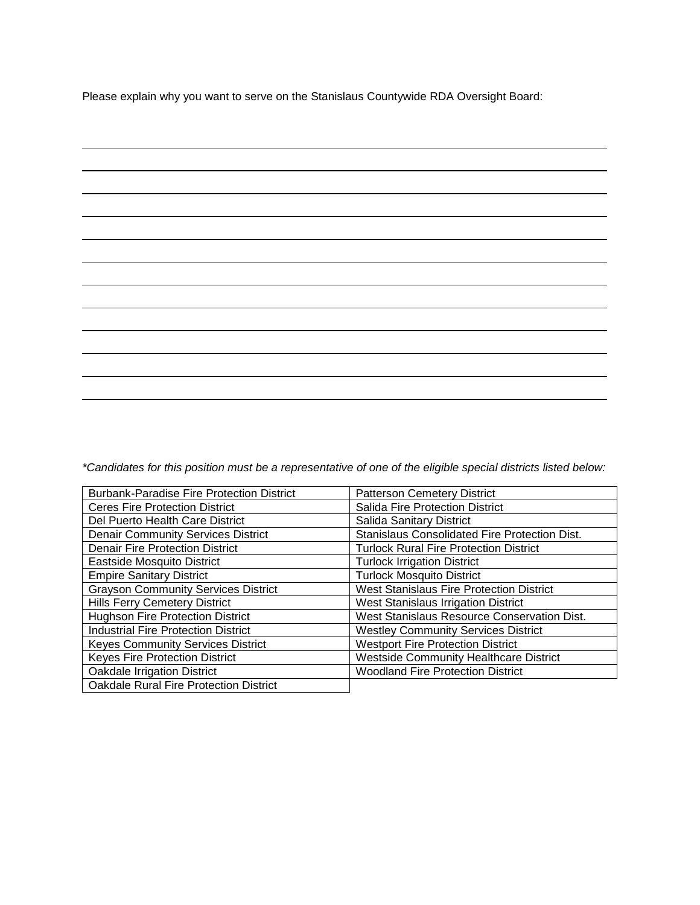Please explain why you want to serve on the Stanislaus Countywide RDA Oversight Board:

\_\_\_\_\_\_\_\_\_\_\_\_\_\_\_\_\_\_\_\_\_\_\_\_\_\_\_\_\_\_\_\_\_\_\_\_\_\_\_\_\_\_\_\_\_\_\_\_\_\_\_\_\_\_\_\_\_\_\_\_\_\_\_\_\_\_\_\_\_\_\_\_\_\_\_\_\_\_

\_\_\_\_\_\_\_\_\_\_\_\_\_\_\_\_\_\_\_\_\_\_\_\_\_\_\_\_\_\_\_\_\_\_\_\_\_\_\_\_\_\_\_\_\_\_\_\_\_\_\_\_\_\_\_\_\_\_\_\_\_\_\_\_\_\_\_\_\_\_\_\_\_\_\_\_\_\_

\_\_\_\_\_\_\_\_\_\_\_\_\_\_\_\_\_\_\_\_\_\_\_\_\_\_\_\_\_\_\_\_\_\_\_\_\_\_\_\_\_\_\_\_\_\_\_\_\_\_\_\_\_\_\_\_\_\_\_\_\_\_\_\_\_\_\_\_\_\_\_\_\_\_\_\_\_\_

\_\_\_\_\_\_\_\_\_\_\_\_\_\_\_\_\_\_\_\_\_\_\_\_\_\_\_\_\_\_\_\_\_\_\_\_\_\_\_\_\_\_\_\_\_\_\_\_\_\_\_\_\_\_\_\_\_\_\_\_\_\_\_\_\_\_\_\_\_\_\_\_\_\_\_\_\_\_

\_\_\_\_\_\_\_\_\_\_\_\_\_\_\_\_\_\_\_\_\_\_\_\_\_\_\_\_\_\_\_\_\_\_\_\_\_\_\_\_\_\_\_\_\_\_\_\_\_\_\_\_\_\_\_\_\_\_\_\_\_\_\_\_\_\_\_\_\_\_\_\_\_\_\_\_\_\_

\_\_\_\_\_\_\_\_\_\_\_\_\_\_\_\_\_\_\_\_\_\_\_\_\_\_\_\_\_\_\_\_\_\_\_\_\_\_\_\_\_\_\_\_\_\_\_\_\_\_\_\_\_\_\_\_\_\_\_\_\_\_\_\_\_\_\_\_\_\_\_\_\_\_\_\_\_\_

\_\_\_\_\_\_\_\_\_\_\_\_\_\_\_\_\_\_\_\_\_\_\_\_\_\_\_\_\_\_\_\_\_\_\_\_\_\_\_\_\_\_\_\_\_\_\_\_\_\_\_\_\_\_\_\_\_\_\_\_\_\_\_\_\_\_\_\_\_\_\_\_\_\_\_\_\_\_

\_\_\_\_\_\_\_\_\_\_\_\_\_\_\_\_\_\_\_\_\_\_\_\_\_\_\_\_\_\_\_\_\_\_\_\_\_\_\_\_\_\_\_\_\_\_\_\_\_\_\_\_\_\_\_\_\_\_\_\_\_\_\_\_\_\_\_\_\_\_\_\_\_\_\_\_\_\_

\_\_\_\_\_\_\_\_\_\_\_\_\_\_\_\_\_\_\_\_\_\_\_\_\_\_\_\_\_\_\_\_\_\_\_\_\_\_\_\_\_\_\_\_\_\_\_\_\_\_\_\_\_\_\_\_\_\_\_\_\_\_\_\_\_\_\_\_\_\_\_\_\_\_\_\_\_\_

\_\_\_\_\_\_\_\_\_\_\_\_\_\_\_\_\_\_\_\_\_\_\_\_\_\_\_\_\_\_\_\_\_\_\_\_\_\_\_\_\_\_\_\_\_\_\_\_\_\_\_\_\_\_\_\_\_\_\_\_\_\_\_\_\_\_\_\_\_\_\_\_\_\_\_\_\_\_

\_\_\_\_\_\_\_\_\_\_\_\_\_\_\_\_\_\_\_\_\_\_\_\_\_\_\_\_\_\_\_\_\_\_\_\_\_\_\_\_\_\_\_\_\_\_\_\_\_\_\_\_\_\_\_\_\_\_\_\_\_\_\_\_\_\_\_\_\_\_\_\_\_\_\_\_\_\_

\_\_\_\_\_\_\_\_\_\_\_\_\_\_\_\_\_\_\_\_\_\_\_\_\_\_\_\_\_\_\_\_\_\_\_\_\_\_\_\_\_\_\_\_\_\_\_\_\_\_\_\_\_\_\_\_\_\_\_\_\_\_\_\_\_\_\_\_\_\_\_\_\_\_\_\_\_\_

*\*Candidates for this position must be a representative of one of the eligible special districts listed below:*

| | |
|---|---|
| Burbank-Paradise Fire Protection District | Patterson Cemetery District |
| Ceres Fire Protection District | Salida Fire Protection District |
| Del Puerto Health Care District | Salida Sanitary District |
| Denair Community Services District | Stanislaus Consolidated Fire Protection Dist. |
| Denair Fire Protection District | Turlock Rural Fire Protection District |
| Eastside Mosquito District | Turlock Irrigation District |
| Empire Sanitary District | Turlock Mosquito District |
| Grayson Community Services District | West Stanislaus Fire Protection District |
| Hills Ferry Cemetery District | West Stanislaus Irrigation District |
| Hughson Fire Protection District | West Stanislaus Resource Conservation Dist. |
| Industrial Fire Protection District | Westley Community Services District |
| Keyes Community Services District | Westport Fire Protection District |
| Keyes Fire Protection District | Westside Community Healthcare District |
| Oakdale Irrigation District | Woodland Fire Protection District |
| Oakdale Rural Fire Protection District | |